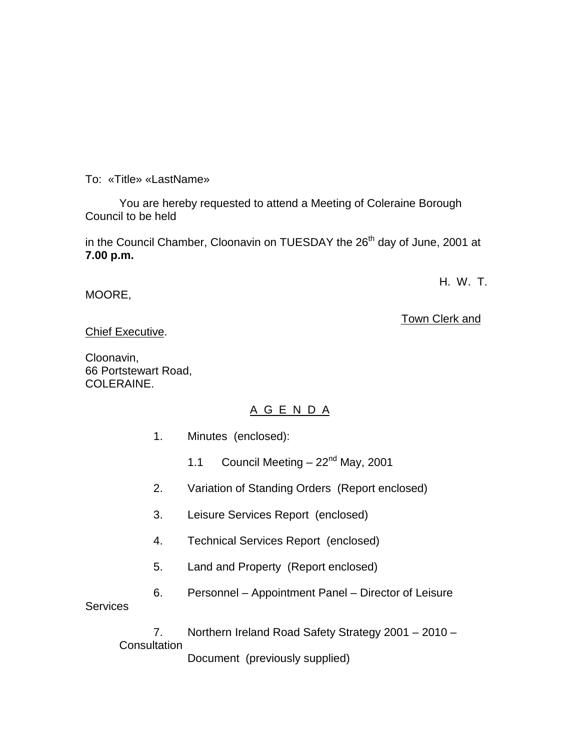To: «Title» «LastName»

You are hereby requested to attend a Meeting of Coleraine Borough Council to be held in the Council Chamber, Cloonavin on TUESDAY the 26th day of June, 2001 at **7.00 p.m.**

H. W. T. MOORE,

Town Clerk and Chief Executive.

Cloonavin,
66 Portstewart Road,
COLERAINE.

## A G E N D A

1. Minutes (enclosed):

   1.1 Council Meeting – 22nd May, 2001

2. Variation of Standing Orders (Report enclosed)

3. Leisure Services Report (enclosed)

4. Technical Services Report (enclosed)

5. Land and Property (Report enclosed)

6. Personnel – Appointment Panel – Director of Leisure Services

7. Northern Ireland Road Safety Strategy 2001 – 2010 – Consultation Document (previously supplied)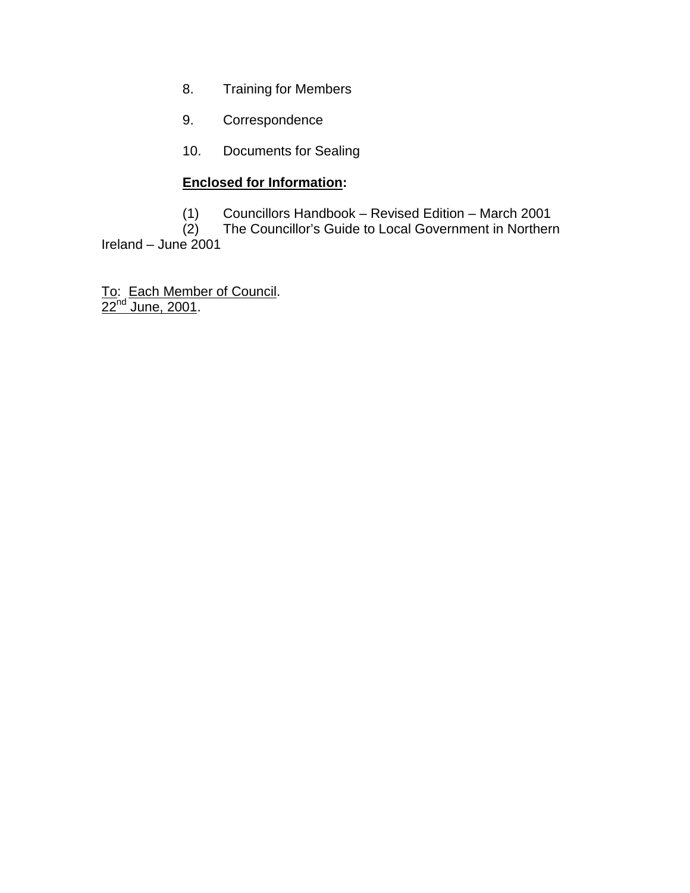8. Training for Members

9. Correspondence

10. Documents for Sealing

**<u>Enclosed for Information</u>:**

(1) Councillors Handbook – Revised Edition – March 2001
(2) The Councillor's Guide to Local Government in Northern Ireland – June 2001

<u>To</u>: <u>Each Member of Council</u>.
<u>22nd June, 2001</u>.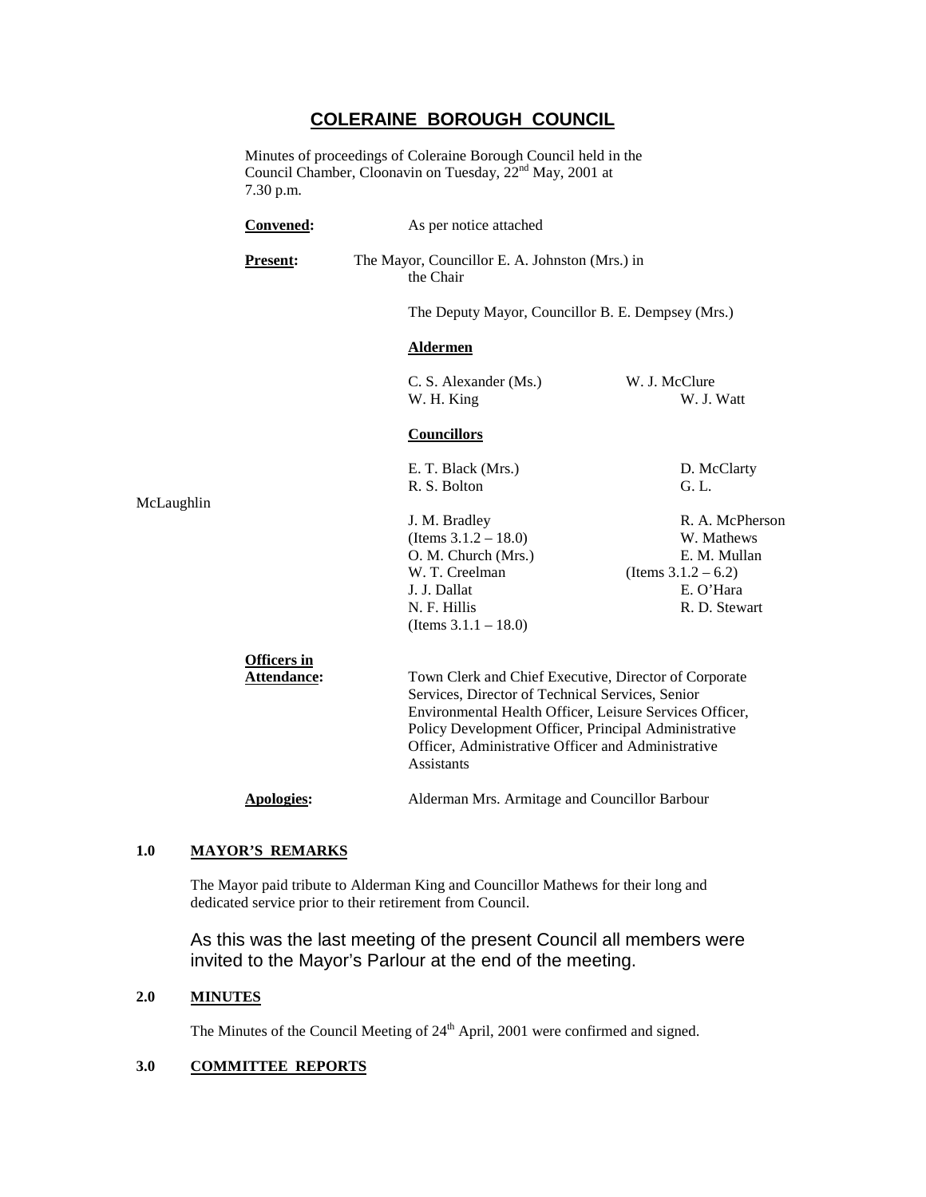# COLERAINE BOROUGH COUNCIL

Minutes of proceedings of Coleraine Borough Council held in the Council Chamber, Cloonavin on Tuesday, 22nd May, 2001 at 7.30 p.m.

**Convened:** As per notice attached

**Present:** The Mayor, Councillor E. A. Johnston (Mrs.) in the Chair

The Deputy Mayor, Councillor B. E. Dempsey (Mrs.)

**Aldermen**

C. S. Alexander (Ms.) | W. J. McClure
W. H. King | W. J. Watt

**Councillors**

E. T. Black (Mrs.) | D. McClarty
R. S. Bolton | G. L. McLaughlin
J. M. Bradley (Items 3.1.2 – 18.0) | R. A. McPherson
O. M. Church (Mrs.) | W. Mathews
W. T. Creelman | E. M. Mullan (Items 3.1.2 – 6.2)
J. J. Dallat | E. O'Hara
N. F. Hillis (Items 3.1.1 – 18.0) | R. D. Stewart

**Officers in Attendance:** Town Clerk and Chief Executive, Director of Corporate Services, Director of Technical Services, Senior Environmental Health Officer, Leisure Services Officer, Policy Development Officer, Principal Administrative Officer, Administrative Officer and Administrative Assistants

**Apologies:** Alderman Mrs. Armitage and Councillor Barbour

## 1.0 MAYOR'S REMARKS

The Mayor paid tribute to Alderman King and Councillor Mathews for their long and dedicated service prior to their retirement from Council.

As this was the last meeting of the present Council all members were invited to the Mayor's Parlour at the end of the meeting.

## 2.0 MINUTES

The Minutes of the Council Meeting of 24th April, 2001 were confirmed and signed.

## 3.0 COMMITTEE REPORTS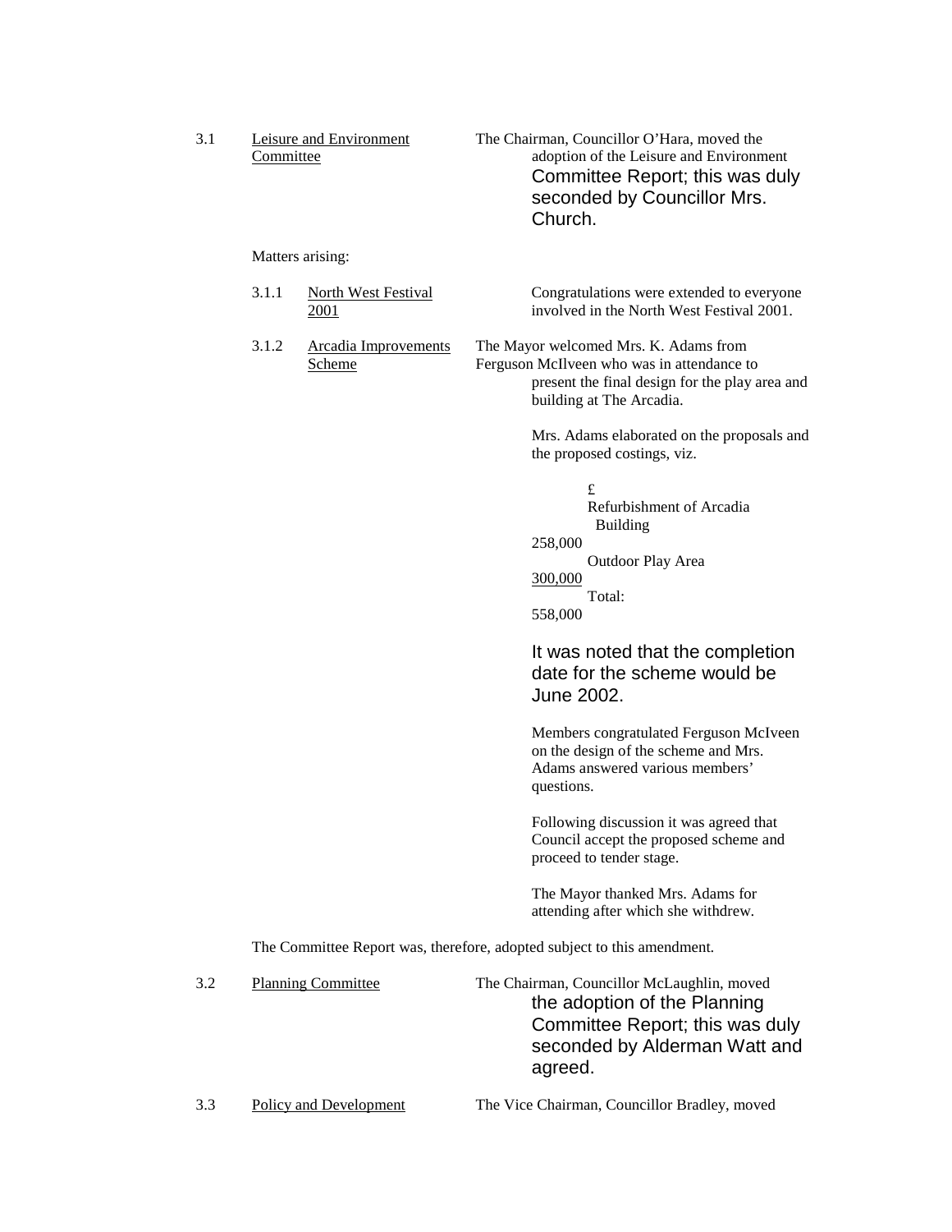3.1 Leisure and Environment Committee

The Chairman, Councillor O'Hara, moved the adoption of the Leisure and Environment Committee Report; this was duly seconded by Councillor Mrs. Church.

Matters arising:

3.1.1 North West Festival 2001

Congratulations were extended to everyone involved in the North West Festival 2001.

3.1.2 Arcadia Improvements Scheme

The Mayor welcomed Mrs. K. Adams from Ferguson McIlveen who was in attendance to present the final design for the play area and building at The Arcadia.

Mrs. Adams elaborated on the proposals and the proposed costings, viz.

| | £ |
|---|---|
| Refurbishment of Arcadia Building | 258,000 |
| Outdoor Play Area | 300,000 |
| Total: | 558,000 |

It was noted that the completion date for the scheme would be June 2002.

Members congratulated Ferguson McIveen on the design of the scheme and Mrs. Adams answered various members' questions.

Following discussion it was agreed that Council accept the proposed scheme and proceed to tender stage.

The Mayor thanked Mrs. Adams for attending after which she withdrew.

The Committee Report was, therefore, adopted subject to this amendment.

3.2 Planning Committee

The Chairman, Councillor McLaughlin, moved the adoption of the Planning Committee Report; this was duly seconded by Alderman Watt and agreed.

3.3 Policy and Development

The Vice Chairman, Councillor Bradley, moved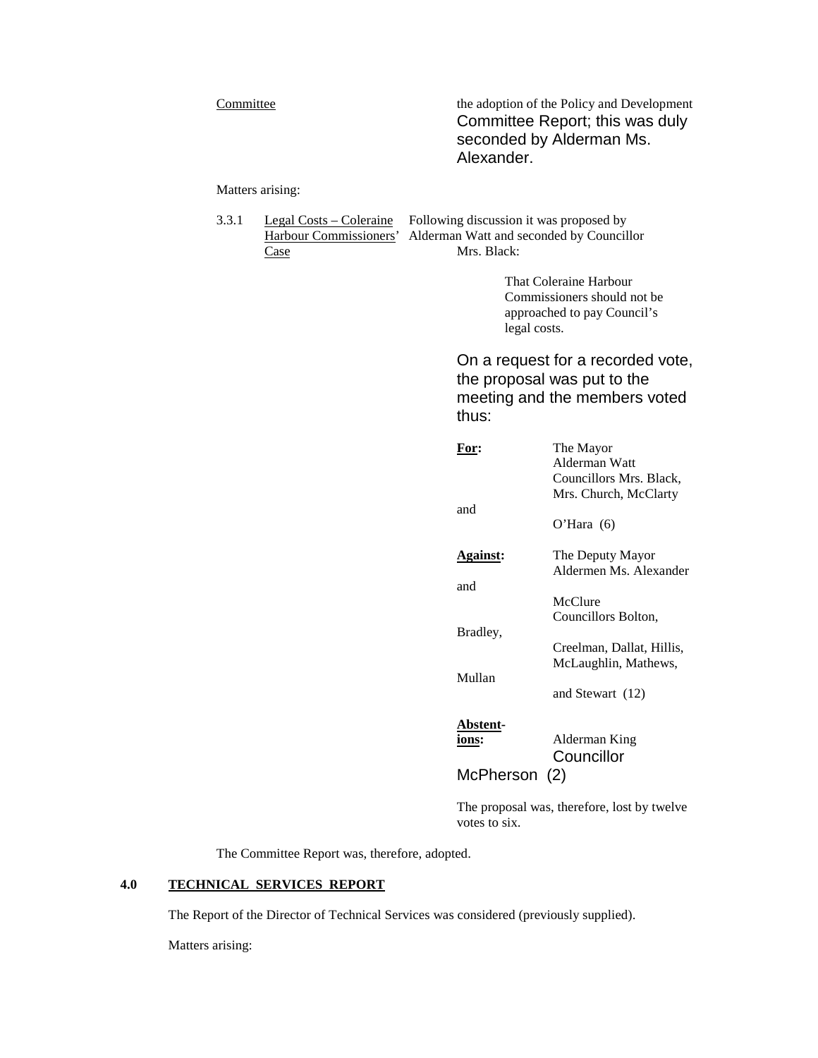Committee the adoption of the Policy and Development Committee Report; this was duly seconded by Alderman Ms. Alexander.

Matters arising:

3.3.1 Legal Costs – Coleraine Harbour Commissioners' Case

Following discussion it was proposed by Alderman Watt and seconded by Councillor Mrs. Black:

> That Coleraine Harbour Commissioners should not be approached to pay Council's legal costs.

On a request for a recorded vote, the proposal was put to the meeting and the members voted thus:

**For:** The Mayor
Alderman Watt
Councillors Mrs. Black, Mrs. Church, McClarty and O'Hara (6)

**Against:** The Deputy Mayor
Aldermen Ms. Alexander and McClure
Councillors Bolton, Bradley, Creelman, Dallat, Hillis, McLaughlin, Mathews, Mullan and Stewart (12)

**Abstentions:** Alderman King
Councillor McPherson (2)

The proposal was, therefore, lost by twelve votes to six.

The Committee Report was, therefore, adopted.

## 4.0 TECHNICAL SERVICES REPORT

The Report of the Director of Technical Services was considered (previously supplied).

Matters arising: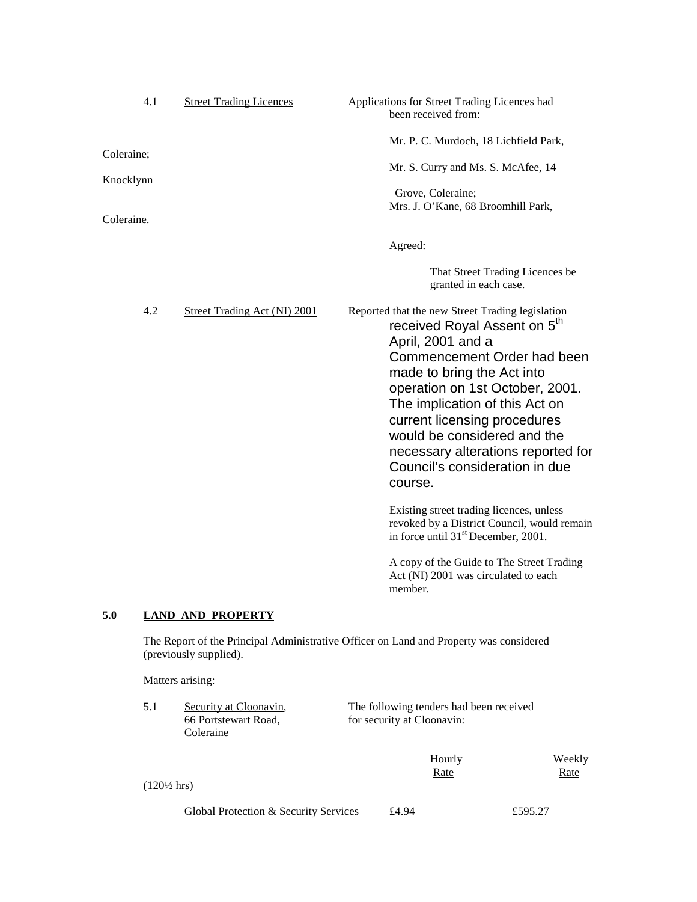4.1 Street Trading Licences

Applications for Street Trading Licences had been received from:

Mr. P. C. Murdoch, 18 Lichfield Park, Coleraine;

Mr. S. Curry and Ms. S. McAfee, 14 Knocklynn Grove, Coleraine;

Mrs. J. O'Kane, 68 Broomhill Park, Coleraine.

Agreed:

That Street Trading Licences be granted in each case.

4.2 Street Trading Act (NI) 2001

Reported that the new Street Trading legislation received Royal Assent on 5th April, 2001 and a Commencement Order had been made to bring the Act into operation on 1st October, 2001. The implication of this Act on current licensing procedures would be considered and the necessary alterations reported for Council's consideration in due course.

Existing street trading licences, unless revoked by a District Council, would remain in force until 31st December, 2001.

A copy of the Guide to The Street Trading Act (NI) 2001 was circulated to each member.

## 5.0 LAND AND PROPERTY

The Report of the Principal Administrative Officer on Land and Property was considered (previously supplied).

Matters arising:

5.1 Security at Cloonavin, 66 Portstewart Road, Coleraine

The following tenders had been received for security at Cloonavin:

| | Hourly Rate | Weekly Rate (120½ hrs) |
|---|---|---|
| Global Protection & Security Services | £4.94 | £595.27 |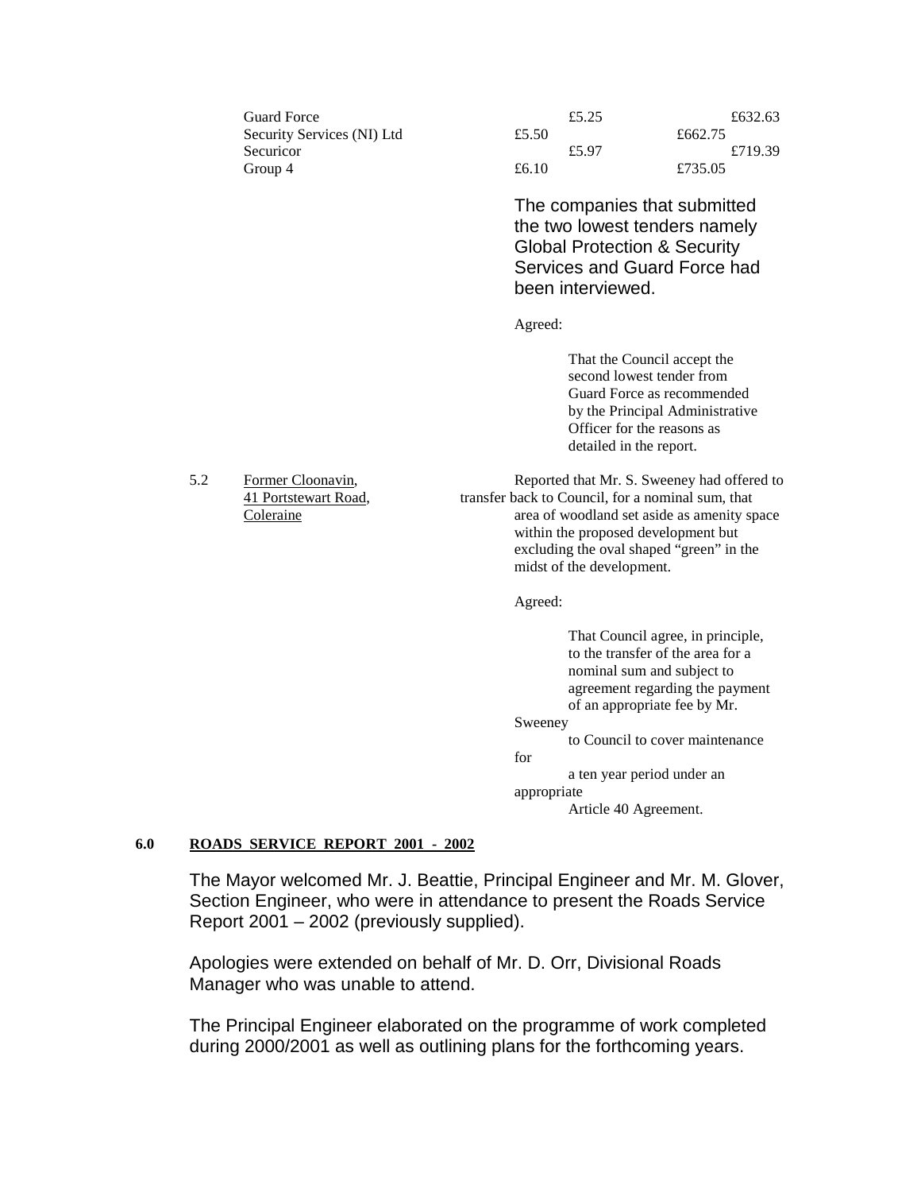| | | |
|---|---|---|
| Guard Force | £5.25 | £632.63 |
| Security Services (NI) Ltd | £5.50 | £662.75 |
| Securicor | £5.97 | £719.39 |
| Group 4 | £6.10 | £735.05 |

The companies that submitted the two lowest tenders namely Global Protection & Security Services and Guard Force had been interviewed.

Agreed:

That the Council accept the second lowest tender from Guard Force as recommended by the Principal Administrative Officer for the reasons as detailed in the report.

5.2 Former Cloonavin, 41 Portstewart Road, Coleraine

Reported that Mr. S. Sweeney had offered to transfer back to Council, for a nominal sum, that area of woodland set aside as amenity space within the proposed development but excluding the oval shaped "green" in the midst of the development.

Agreed:

That Council agree, in principle, to the transfer of the area for a nominal sum and subject to agreement regarding the payment of an appropriate fee by Mr. Sweeney to Council to cover maintenance for a ten year period under an appropriate Article 40 Agreement.

**6.0 ROADS SERVICE REPORT 2001 - 2002**

The Mayor welcomed Mr. J. Beattie, Principal Engineer and Mr. M. Glover, Section Engineer, who were in attendance to present the Roads Service Report 2001 – 2002 (previously supplied).

Apologies were extended on behalf of Mr. D. Orr, Divisional Roads Manager who was unable to attend.

The Principal Engineer elaborated on the programme of work completed during 2000/2001 as well as outlining plans for the forthcoming years.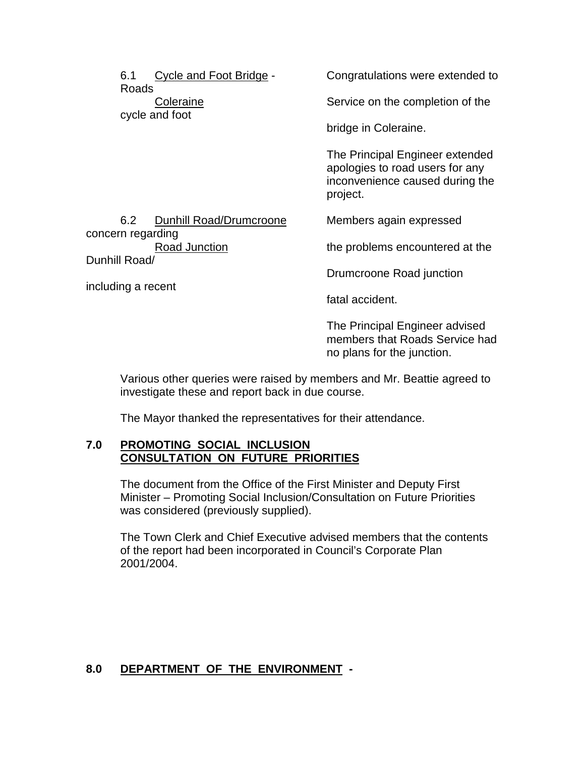| | |
|---|---|
| 6.1 Cycle and Foot Bridge - Coleraine | Congratulations were extended to Roads Service on the completion of the cycle and foot bridge in Coleraine.<br><br>The Principal Engineer extended apologies to road users for any inconvenience caused during the project. |
| 6.2 Dunhill Road/Drumcroone Road Junction | Members again expressed concern regarding the problems encountered at the Dunhill Road/ Drumcroone Road junction including a recent fatal accident.<br><br>The Principal Engineer advised members that Roads Service had no plans for the junction. |

Various other queries were raised by members and Mr. Beattie agreed to investigate these and report back in due course.

The Mayor thanked the representatives for their attendance.

## 7.0 PROMOTING SOCIAL INCLUSION CONSULTATION ON FUTURE PRIORITIES

The document from the Office of the First Minister and Deputy First Minister – Promoting Social Inclusion/Consultation on Future Priorities was considered (previously supplied).

The Town Clerk and Chief Executive advised members that the contents of the report had been incorporated in Council's Corporate Plan 2001/2004.

## 8.0 DEPARTMENT OF THE ENVIRONMENT -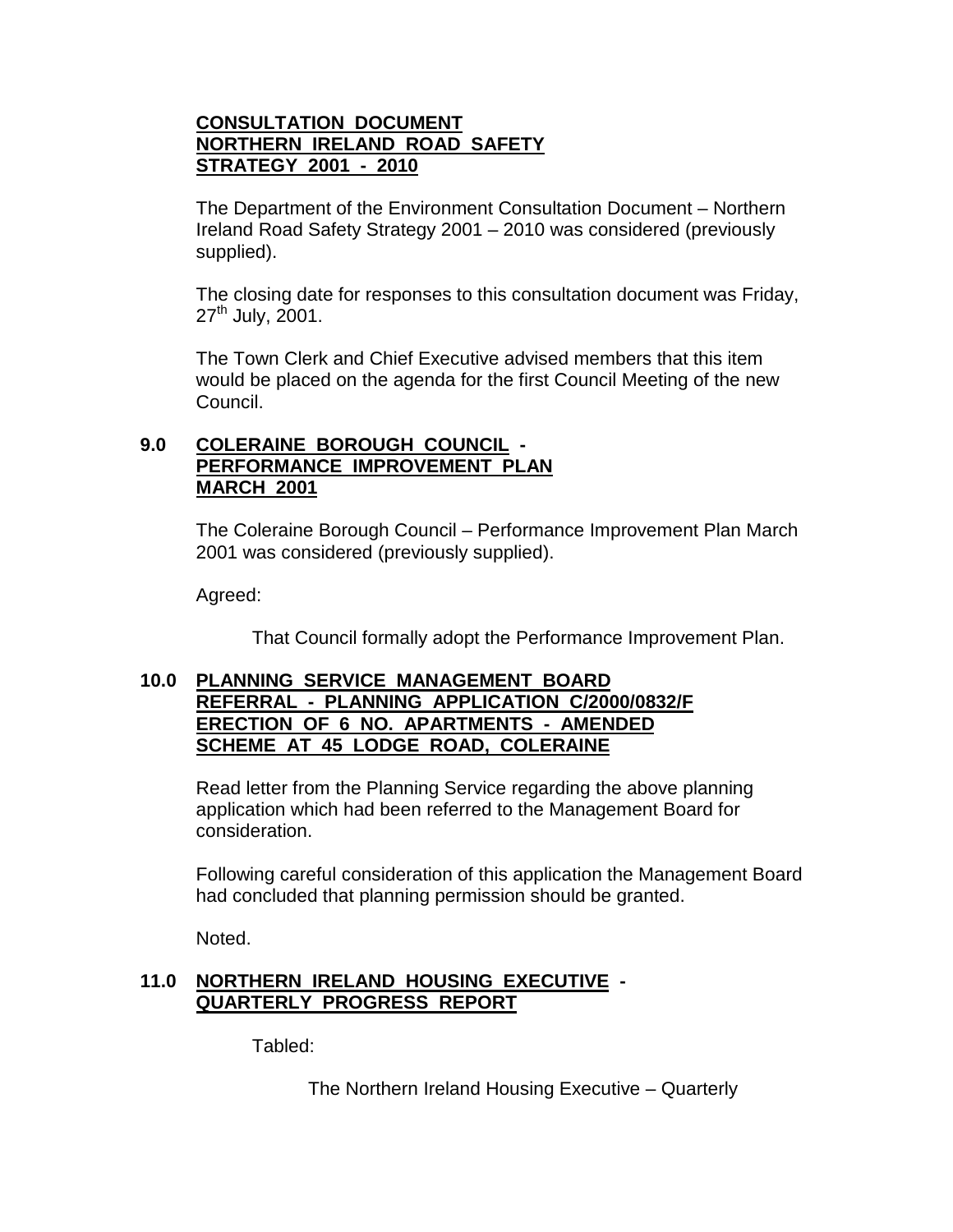**CONSULTATION DOCUMENT**
**NORTHERN IRELAND ROAD SAFETY**
**STRATEGY 2001 - 2010**

The Department of the Environment Consultation Document – Northern Ireland Road Safety Strategy 2001 – 2010 was considered (previously supplied).

The closing date for responses to this consultation document was Friday, 27th July, 2001.

The Town Clerk and Chief Executive advised members that this item would be placed on the agenda for the first Council Meeting of the new Council.

## 9.0 COLERAINE BOROUGH COUNCIL - PERFORMANCE IMPROVEMENT PLAN MARCH 2001

The Coleraine Borough Council – Performance Improvement Plan March 2001 was considered (previously supplied).

Agreed:

That Council formally adopt the Performance Improvement Plan.

## 10.0 PLANNING SERVICE MANAGEMENT BOARD REFERRAL - PLANNING APPLICATION C/2000/0832/F ERECTION OF 6 NO. APARTMENTS - AMENDED SCHEME AT 45 LODGE ROAD, COLERAINE

Read letter from the Planning Service regarding the above planning application which had been referred to the Management Board for consideration.

Following careful consideration of this application the Management Board had concluded that planning permission should be granted.

Noted.

## 11.0 NORTHERN IRELAND HOUSING EXECUTIVE - QUARTERLY PROGRESS REPORT

Tabled:

The Northern Ireland Housing Executive – Quarterly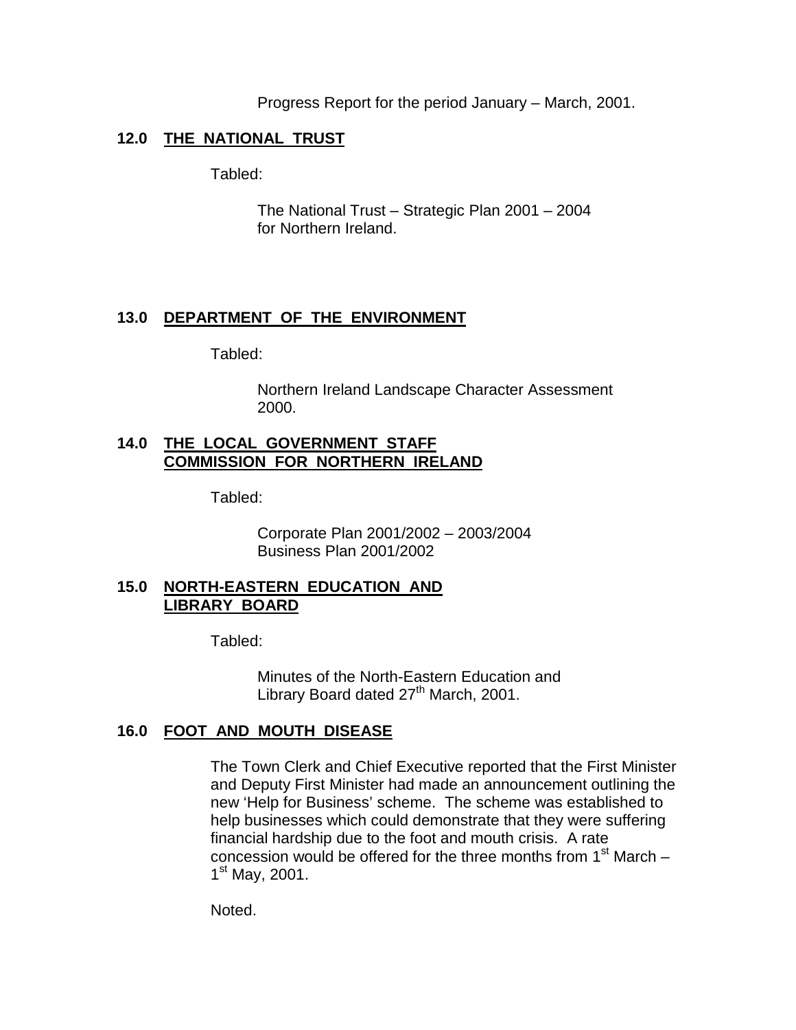Progress Report for the period January – March, 2001.

## 12.0 THE NATIONAL TRUST

Tabled:

The National Trust – Strategic Plan 2001 – 2004 for Northern Ireland.

## 13.0 DEPARTMENT OF THE ENVIRONMENT

Tabled:

Northern Ireland Landscape Character Assessment 2000.

## 14.0 THE LOCAL GOVERNMENT STAFF COMMISSION FOR NORTHERN IRELAND

Tabled:

Corporate Plan 2001/2002 – 2003/2004
Business Plan 2001/2002

## 15.0 NORTH-EASTERN EDUCATION AND LIBRARY BOARD

Tabled:

Minutes of the North-Eastern Education and Library Board dated 27th March, 2001.

## 16.0 FOOT AND MOUTH DISEASE

The Town Clerk and Chief Executive reported that the First Minister and Deputy First Minister had made an announcement outlining the new 'Help for Business' scheme. The scheme was established to help businesses which could demonstrate that they were suffering financial hardship due to the foot and mouth crisis. A rate concession would be offered for the three months from 1st March – 1st May, 2001.

Noted.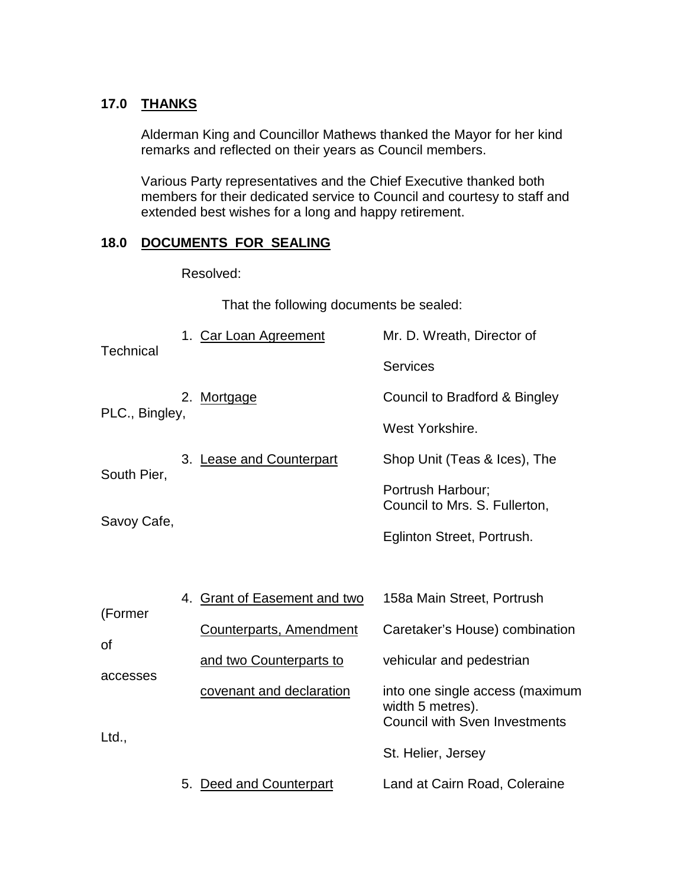## 17.0 THANKS

Alderman King and Councillor Mathews thanked the Mayor for her kind remarks and reflected on their years as Council members.

Various Party representatives and the Chief Executive thanked both members for their dedicated service to Council and courtesy to staff and extended best wishes for a long and happy retirement.

## 18.0 DOCUMENTS FOR SEALING

Resolved:

That the following documents be sealed:

1. Car Loan Agreement — Mr. D. Wreath, Director of Technical Services

2. Mortgage — Council to Bradford & Bingley PLC., Bingley, West Yorkshire.

3. Lease and Counterpart — Shop Unit (Teas & Ices), The South Pier, Portrush Harbour; Council to Mrs. S. Fullerton, Savoy Cafe, Eglinton Street, Portrush.

4. Grant of Easement and two Counterparts, Amendment and two Counterparts to covenant and declaration — 158a Main Street, Portrush (Former Caretaker's House) combination of vehicular and pedestrian accesses into one single access (maximum width 5 metres). Council with Sven Investments Ltd., St. Helier, Jersey

5. Deed and Counterpart — Land at Cairn Road, Coleraine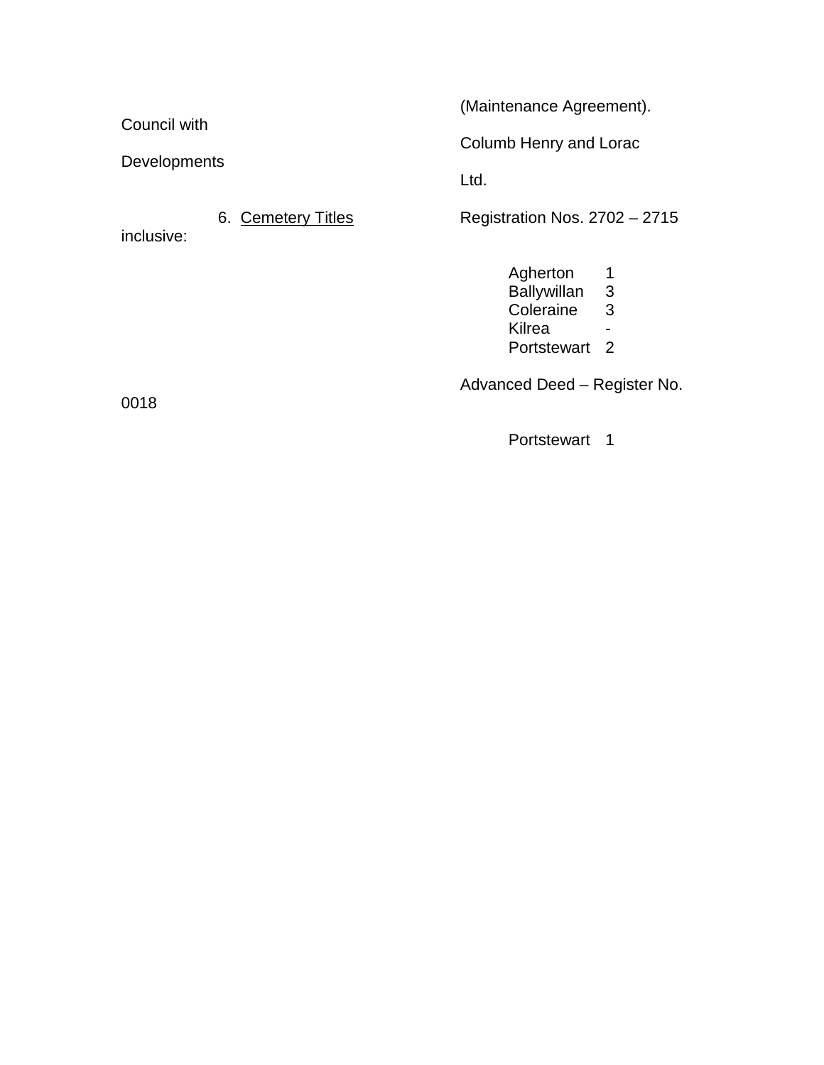(Maintenance Agreement). Council with Columb Henry and Lorac Developments Ltd.

6. <u>Cemetery Titles</u>

Registration Nos. 2702 – 2715 inclusive:

| | |
|---|---|
| Agherton | 1 |
| Ballywillan | 3 |
| Coleraine | 3 |
| Kilrea | - |
| Portstewart | 2 |

Advanced Deed – Register No. 0018

| | |
|---|---|
| Portstewart | 1 |